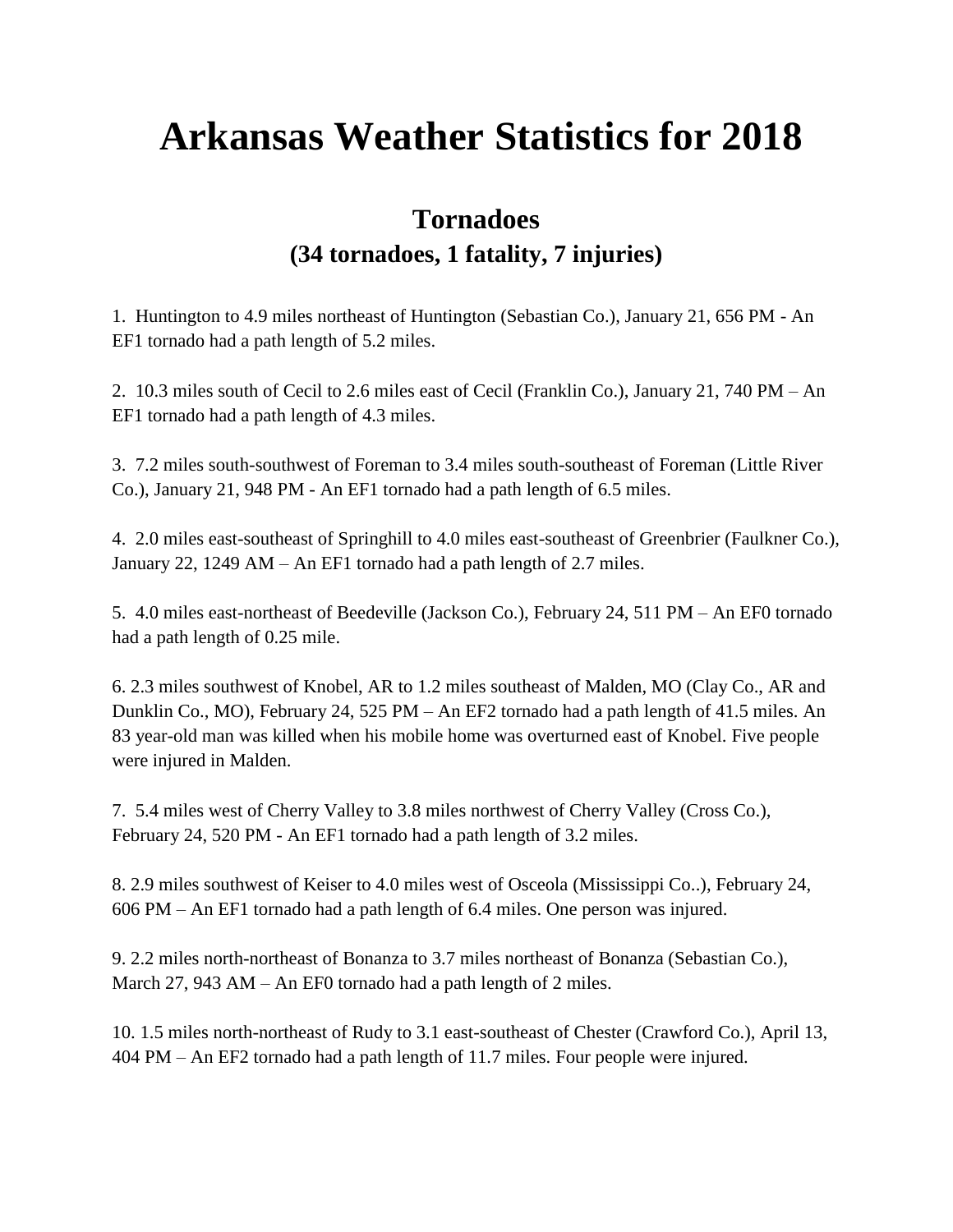# Arkansas Weather Statistics for 2018

## Tornadoes
### (34 tornadoes, 1 fatality, 7 injuries)

1. Huntington to 4.9 miles northeast of Huntington (Sebastian Co.), January 21, 656 PM - An EF1 tornado had a path length of 5.2 miles.

2. 10.3 miles south of Cecil to 2.6 miles east of Cecil (Franklin Co.), January 21, 740 PM – An EF1 tornado had a path length of 4.3 miles.

3. 7.2 miles south-southwest of Foreman to 3.4 miles south-southeast of Foreman (Little River Co.), January 21, 948 PM - An EF1 tornado had a path length of 6.5 miles.

4. 2.0 miles east-southeast of Springhill to 4.0 miles east-southeast of Greenbrier (Faulkner Co.), January 22, 1249 AM – An EF1 tornado had a path length of 2.7 miles.

5. 4.0 miles east-northeast of Beedeville (Jackson Co.), February 24, 511 PM – An EF0 tornado had a path length of 0.25 mile.

6. 2.3 miles southwest of Knobel, AR to 1.2 miles southeast of Malden, MO (Clay Co., AR and Dunklin Co., MO), February 24, 525 PM – An EF2 tornado had a path length of 41.5 miles. An 83 year-old man was killed when his mobile home was overturned east of Knobel. Five people were injured in Malden.

7. 5.4 miles west of Cherry Valley to 3.8 miles northwest of Cherry Valley (Cross Co.), February 24, 520 PM - An EF1 tornado had a path length of 3.2 miles.

8. 2.9 miles southwest of Keiser to 4.0 miles west of Osceola (Mississippi Co..), February 24, 606 PM – An EF1 tornado had a path length of 6.4 miles. One person was injured.

9. 2.2 miles north-northeast of Bonanza to 3.7 miles northeast of Bonanza (Sebastian Co.), March 27, 943 AM – An EF0 tornado had a path length of 2 miles.

10. 1.5 miles north-northeast of Rudy to 3.1 east-southeast of Chester (Crawford Co.), April 13, 404 PM – An EF2 tornado had a path length of 11.7 miles. Four people were injured.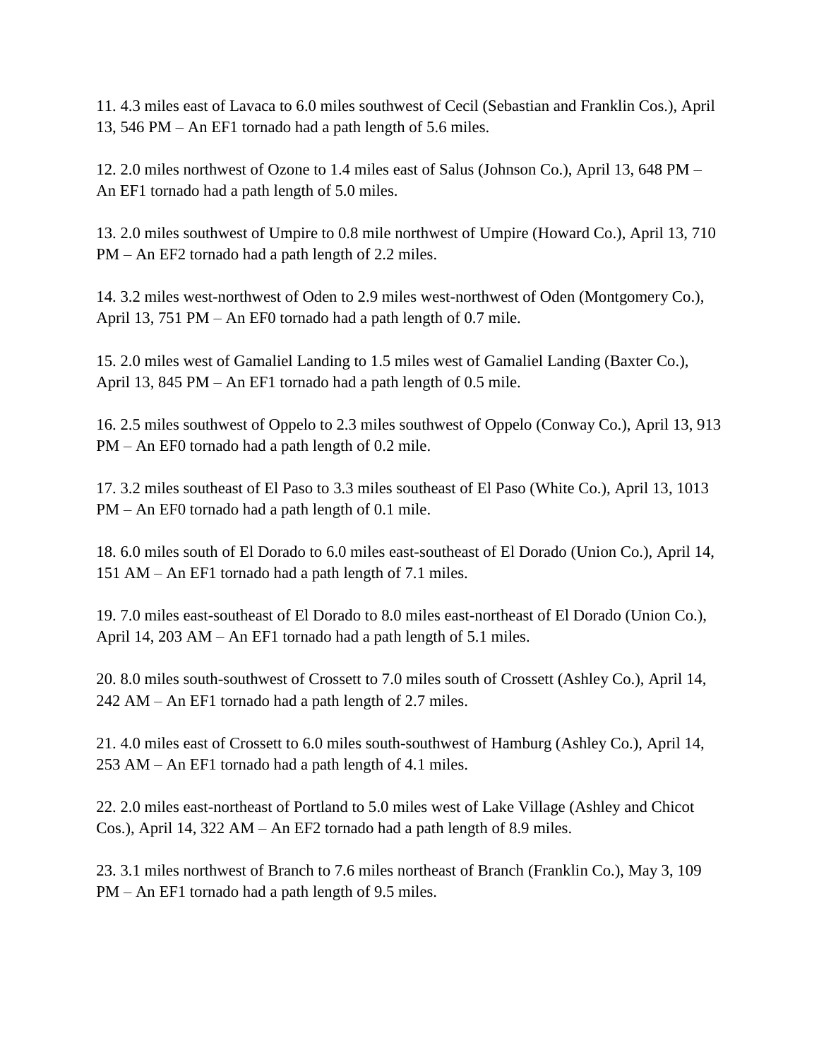11. 4.3 miles east of Lavaca to 6.0 miles southwest of Cecil (Sebastian and Franklin Cos.), April 13, 546 PM – An EF1 tornado had a path length of 5.6 miles.

12. 2.0 miles northwest of Ozone to 1.4 miles east of Salus (Johnson Co.), April 13, 648 PM – An EF1 tornado had a path length of 5.0 miles.

13. 2.0 miles southwest of Umpire to 0.8 mile northwest of Umpire (Howard Co.), April 13, 710 PM – An EF2 tornado had a path length of 2.2 miles.

14. 3.2 miles west-northwest of Oden to 2.9 miles west-northwest of Oden (Montgomery Co.), April 13, 751 PM – An EF0 tornado had a path length of 0.7 mile.

15. 2.0 miles west of Gamaliel Landing to 1.5 miles west of Gamaliel Landing (Baxter Co.), April 13, 845 PM – An EF1 tornado had a path length of 0.5 mile.

16. 2.5 miles southwest of Oppelo to 2.3 miles southwest of Oppelo (Conway Co.), April 13, 913 PM – An EF0 tornado had a path length of 0.2 mile.

17. 3.2 miles southeast of El Paso to 3.3 miles southeast of El Paso (White Co.), April 13, 1013 PM – An EF0 tornado had a path length of 0.1 mile.

18. 6.0 miles south of El Dorado to 6.0 miles east-southeast of El Dorado (Union Co.), April 14, 151 AM – An EF1 tornado had a path length of 7.1 miles.

19. 7.0 miles east-southeast of El Dorado to 8.0 miles east-northeast of El Dorado (Union Co.), April 14, 203 AM – An EF1 tornado had a path length of 5.1 miles.

20. 8.0 miles south-southwest of Crossett to 7.0 miles south of Crossett (Ashley Co.), April 14, 242 AM – An EF1 tornado had a path length of 2.7 miles.

21. 4.0 miles east of Crossett to 6.0 miles south-southwest of Hamburg (Ashley Co.), April 14, 253 AM – An EF1 tornado had a path length of 4.1 miles.

22. 2.0 miles east-northeast of Portland to 5.0 miles west of Lake Village (Ashley and Chicot Cos.), April 14, 322 AM – An EF2 tornado had a path length of 8.9 miles.

23. 3.1 miles northwest of Branch to 7.6 miles northeast of Branch (Franklin Co.), May 3, 109 PM – An EF1 tornado had a path length of 9.5 miles.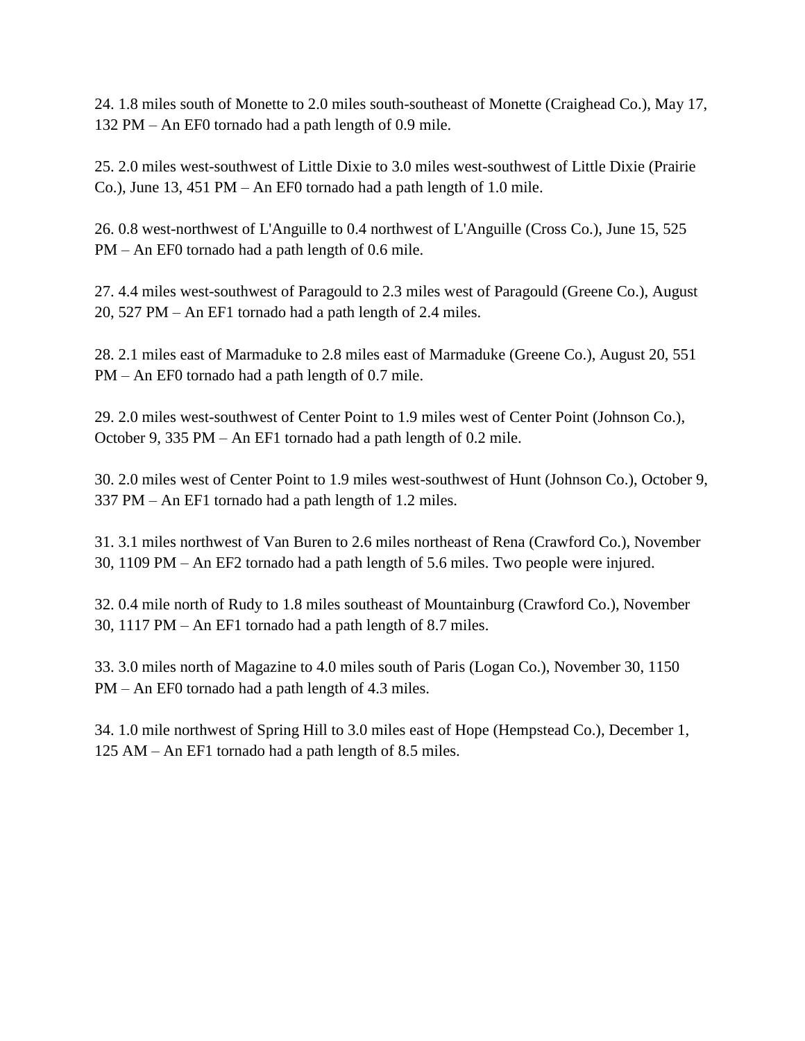24. 1.8 miles south of Monette to 2.0 miles south-southeast of Monette (Craighead Co.), May 17, 132 PM – An EF0 tornado had a path length of 0.9 mile.

25. 2.0 miles west-southwest of Little Dixie to 3.0 miles west-southwest of Little Dixie (Prairie Co.), June 13, 451 PM – An EF0 tornado had a path length of 1.0 mile.

26. 0.8 west-northwest of L'Anguille to 0.4 northwest of L'Anguille (Cross Co.), June 15, 525 PM – An EF0 tornado had a path length of 0.6 mile.

27. 4.4 miles west-southwest of Paragould to 2.3 miles west of Paragould (Greene Co.), August 20, 527 PM – An EF1 tornado had a path length of 2.4 miles.

28. 2.1 miles east of Marmaduke to 2.8 miles east of Marmaduke (Greene Co.), August 20, 551 PM – An EF0 tornado had a path length of 0.7 mile.

29. 2.0 miles west-southwest of Center Point to 1.9 miles west of Center Point (Johnson Co.), October 9, 335 PM – An EF1 tornado had a path length of 0.2 mile.

30. 2.0 miles west of Center Point to 1.9 miles west-southwest of Hunt (Johnson Co.), October 9, 337 PM – An EF1 tornado had a path length of 1.2 miles.

31. 3.1 miles northwest of Van Buren to 2.6 miles northeast of Rena (Crawford Co.), November 30, 1109 PM – An EF2 tornado had a path length of 5.6 miles. Two people were injured.

32. 0.4 mile north of Rudy to 1.8 miles southeast of Mountainburg (Crawford Co.), November 30, 1117 PM – An EF1 tornado had a path length of 8.7 miles.

33. 3.0 miles north of Magazine to 4.0 miles south of Paris (Logan Co.), November 30, 1150 PM – An EF0 tornado had a path length of 4.3 miles.

34. 1.0 mile northwest of Spring Hill to 3.0 miles east of Hope (Hempstead Co.), December 1, 125 AM – An EF1 tornado had a path length of 8.5 miles.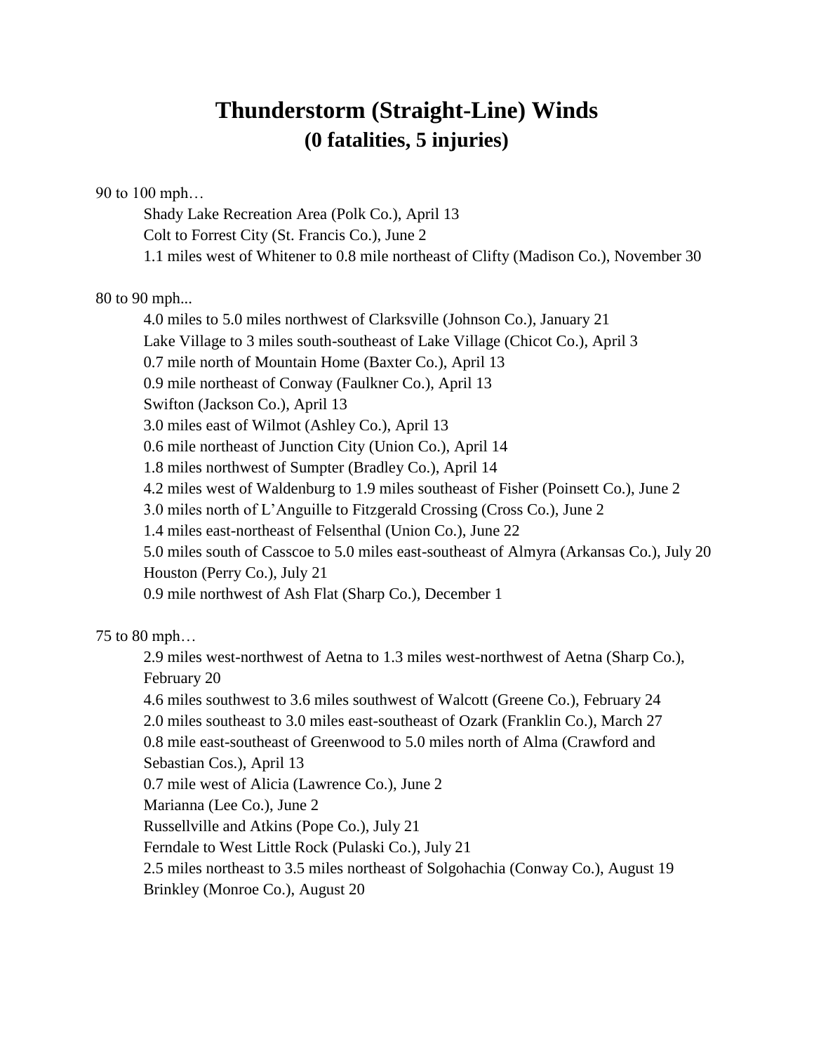# Thunderstorm (Straight-Line) Winds
## (0 fatalities, 5 injuries)

90 to 100 mph…

- Shady Lake Recreation Area (Polk Co.), April 13
- Colt to Forrest City (St. Francis Co.), June 2
- 1.1 miles west of Whitener to 0.8 mile northeast of Clifty (Madison Co.), November 30

80 to 90 mph...

- 4.0 miles to 5.0 miles northwest of Clarksville (Johnson Co.), January 21
- Lake Village to 3 miles south-southeast of Lake Village (Chicot Co.), April 3
- 0.7 mile north of Mountain Home (Baxter Co.), April 13
- 0.9 mile northeast of Conway (Faulkner Co.), April 13
- Swifton (Jackson Co.), April 13
- 3.0 miles east of Wilmot (Ashley Co.), April 13
- 0.6 mile northeast of Junction City (Union Co.), April 14
- 1.8 miles northwest of Sumpter (Bradley Co.), April 14
- 4.2 miles west of Waldenburg to 1.9 miles southeast of Fisher (Poinsett Co.), June 2
- 3.0 miles north of L'Anguille to Fitzgerald Crossing (Cross Co.), June 2
- 1.4 miles east-northeast of Felsenthal (Union Co.), June 22
- 5.0 miles south of Casscoe to 5.0 miles east-southeast of Almyra (Arkansas Co.), July 20
- Houston (Perry Co.), July 21
- 0.9 mile northwest of Ash Flat (Sharp Co.), December 1

75 to 80 mph…

- 2.9 miles west-northwest of Aetna to 1.3 miles west-northwest of Aetna (Sharp Co.), February 20
- 4.6 miles southwest to 3.6 miles southwest of Walcott (Greene Co.), February 24
- 2.0 miles southeast to 3.0 miles east-southeast of Ozark (Franklin Co.), March 27
- 0.8 mile east-southeast of Greenwood to 5.0 miles north of Alma (Crawford and Sebastian Cos.), April 13
- 0.7 mile west of Alicia (Lawrence Co.), June 2
- Marianna (Lee Co.), June 2
- Russellville and Atkins (Pope Co.), July 21
- Ferndale to West Little Rock (Pulaski Co.), July 21
- 2.5 miles northeast to 3.5 miles northeast of Solgohachia (Conway Co.), August 19
- Brinkley (Monroe Co.), August 20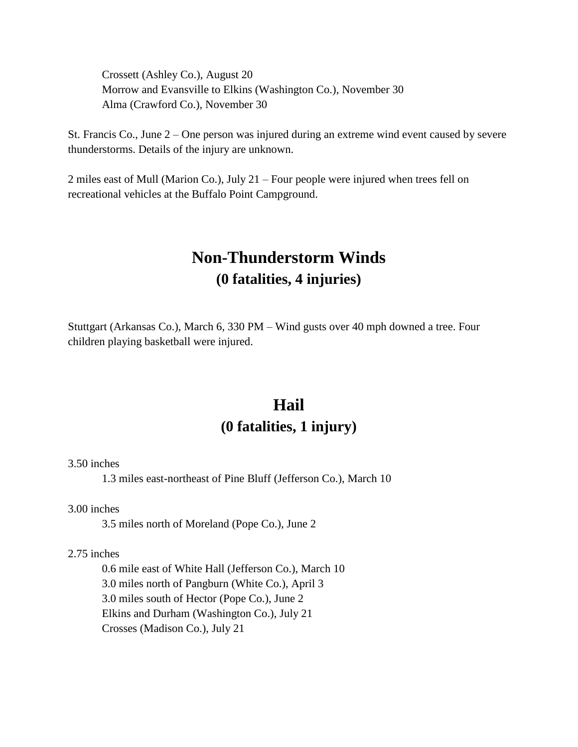Crossett (Ashley Co.), August 20
Morrow and Evansville to Elkins (Washington Co.), November 30
Alma (Crawford Co.), November 30

St. Francis Co., June 2 – One person was injured during an extreme wind event caused by severe thunderstorms. Details of the injury are unknown.

2 miles east of Mull (Marion Co.), July 21 – Four people were injured when trees fell on recreational vehicles at the Buffalo Point Campground.

# Non-Thunderstorm Winds
## (0 fatalities, 4 injuries)

Stuttgart (Arkansas Co.), March 6, 330 PM – Wind gusts over 40 mph downed a tree. Four children playing basketball were injured.

# Hail
## (0 fatalities, 1 injury)

3.50 inches
1.3 miles east-northeast of Pine Bluff (Jefferson Co.), March 10

3.00 inches
3.5 miles north of Moreland (Pope Co.), June 2

2.75 inches
0.6 mile east of White Hall (Jefferson Co.), March 10
3.0 miles north of Pangburn (White Co.), April 3
3.0 miles south of Hector (Pope Co.), June 2
Elkins and Durham (Washington Co.), July 21
Crosses (Madison Co.), July 21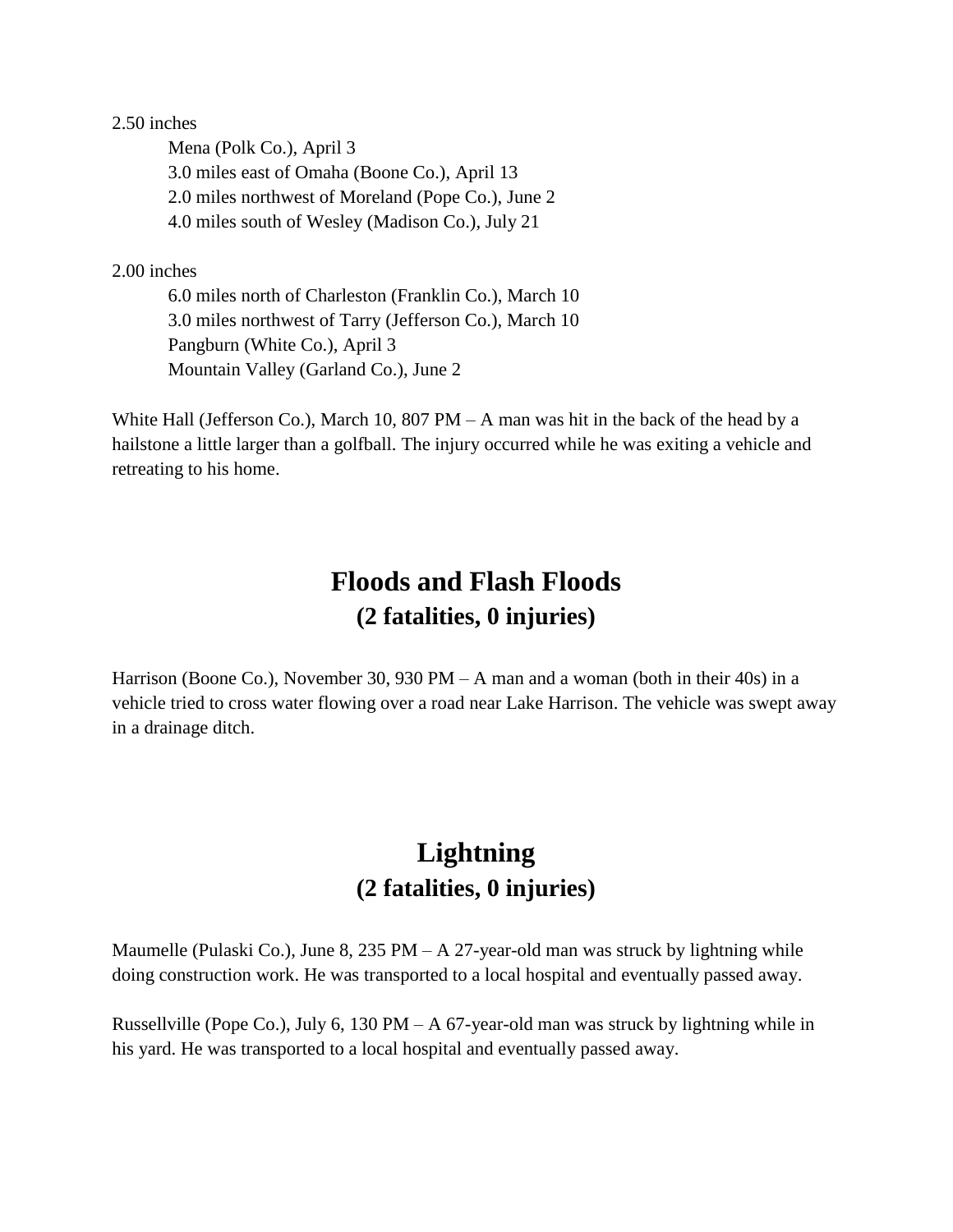2.50 inches

- Mena (Polk Co.), April 3
- 3.0 miles east of Omaha (Boone Co.), April 13
- 2.0 miles northwest of Moreland (Pope Co.), June 2
- 4.0 miles south of Wesley (Madison Co.), July 21

2.00 inches

- 6.0 miles north of Charleston (Franklin Co.), March 10
- 3.0 miles northwest of Tarry (Jefferson Co.), March 10
- Pangburn (White Co.), April 3
- Mountain Valley (Garland Co.), June 2

White Hall (Jefferson Co.), March 10, 807 PM – A man was hit in the back of the head by a hailstone a little larger than a golfball. The injury occurred while he was exiting a vehicle and retreating to his home.

## Floods and Flash Floods
**(2 fatalities, 0 injuries)**

Harrison (Boone Co.), November 30, 930 PM – A man and a woman (both in their 40s) in a vehicle tried to cross water flowing over a road near Lake Harrison. The vehicle was swept away in a drainage ditch.

## Lightning
**(2 fatalities, 0 injuries)**

Maumelle (Pulaski Co.), June 8, 235 PM – A 27-year-old man was struck by lightning while doing construction work. He was transported to a local hospital and eventually passed away.

Russellville (Pope Co.), July 6, 130 PM – A 67-year-old man was struck by lightning while in his yard. He was transported to a local hospital and eventually passed away.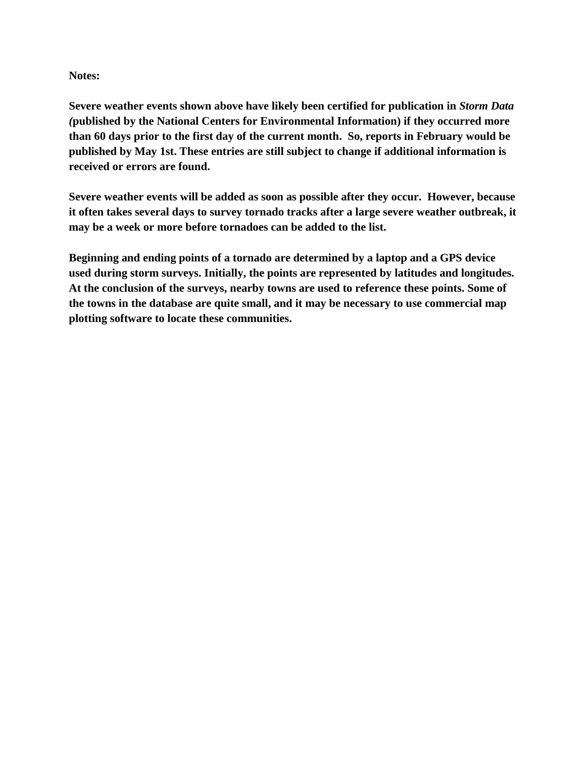**Notes:**

**Severe weather events shown above have likely been certified for publication in *Storm Data (*published by the National Centers for Environmental Information) if they occurred more than 60 days prior to the first day of the current month. So, reports in February would be published by May 1st. These entries are still subject to change if additional information is received or errors are found.**

**Severe weather events will be added as soon as possible after they occur. However, because it often takes several days to survey tornado tracks after a large severe weather outbreak, it may be a week or more before tornadoes can be added to the list.**

**Beginning and ending points of a tornado are determined by a laptop and a GPS device used during storm surveys. Initially, the points are represented by latitudes and longitudes. At the conclusion of the surveys, nearby towns are used to reference these points. Some of the towns in the database are quite small, and it may be necessary to use commercial map plotting software to locate these communities.**